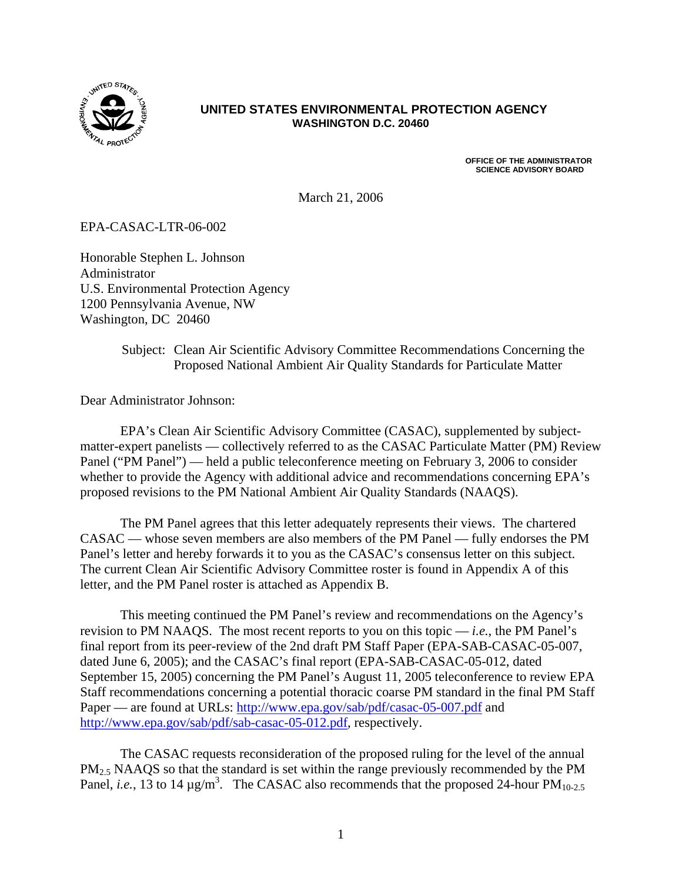**UNITED STATES ENVIRONMENTAL PROTECTION AGENCY**
**WASHINGTON D.C. 20460**

**OFFICE OF THE ADMINISTRATOR**
**SCIENCE ADVISORY BOARD**

March 21, 2006

EPA-CASAC-LTR-06-002

Honorable Stephen L. Johnson
Administrator
U.S. Environmental Protection Agency
1200 Pennsylvania Avenue, NW
Washington, DC 20460

Subject: Clean Air Scientific Advisory Committee Recommendations Concerning the Proposed National Ambient Air Quality Standards for Particulate Matter

Dear Administrator Johnson:

EPA's Clean Air Scientific Advisory Committee (CASAC), supplemented by subject-matter-expert panelists — collectively referred to as the CASAC Particulate Matter (PM) Review Panel ("PM Panel") — held a public teleconference meeting on February 3, 2006 to consider whether to provide the Agency with additional advice and recommendations concerning EPA's proposed revisions to the PM National Ambient Air Quality Standards (NAAQS).

The PM Panel agrees that this letter adequately represents their views. The chartered CASAC — whose seven members are also members of the PM Panel — fully endorses the PM Panel's letter and hereby forwards it to you as the CASAC's consensus letter on this subject. The current Clean Air Scientific Advisory Committee roster is found in Appendix A of this letter, and the PM Panel roster is attached as Appendix B.

This meeting continued the PM Panel's review and recommendations on the Agency's revision to PM NAAQS. The most recent reports to you on this topic — *i.e.*, the PM Panel's final report from its peer-review of the 2nd draft PM Staff Paper (EPA-SAB-CASAC-05-007, dated June 6, 2005); and the CASAC's final report (EPA-SAB-CASAC-05-012, dated September 15, 2005) concerning the PM Panel's August 11, 2005 teleconference to review EPA Staff recommendations concerning a potential thoracic coarse PM standard in the final PM Staff Paper — are found at URLs: http://www.epa.gov/sab/pdf/casac-05-007.pdf and http://www.epa.gov/sab/pdf/sab-casac-05-012.pdf, respectively.

The CASAC requests reconsideration of the proposed ruling for the level of the annual $PM_{2.5}$ NAAQS so that the standard is set within the range previously recommended by the PM Panel, *i.e.*, 13 to 14 $\mu g/m^3$. The CASAC also recommends that the proposed 24-hour $PM_{10\text{-}2.5}$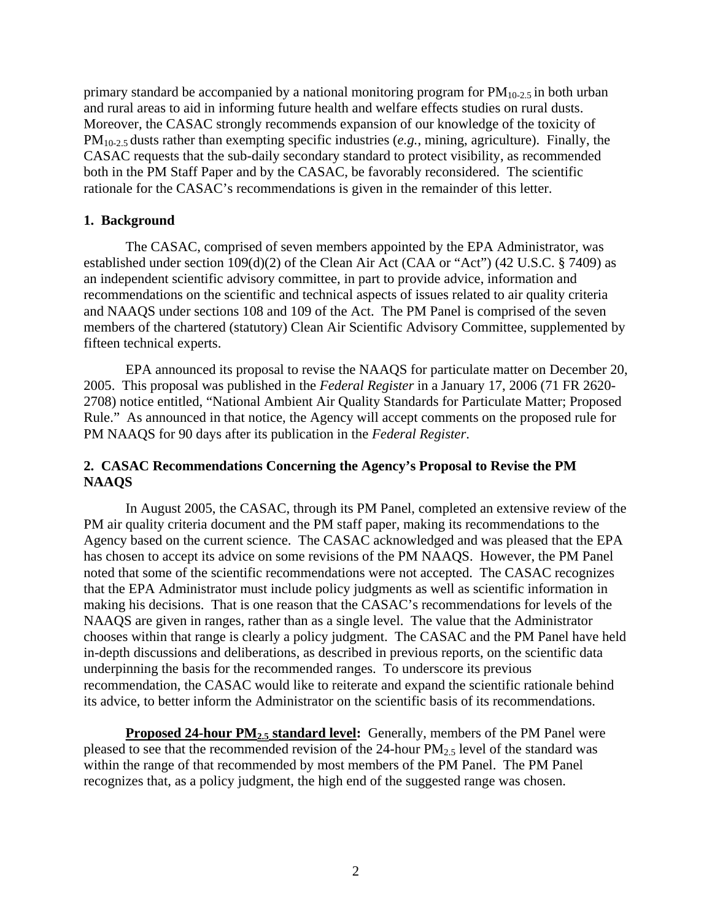primary standard be accompanied by a national monitoring program for $PM_{10-2.5}$ in both urban and rural areas to aid in informing future health and welfare effects studies on rural dusts. Moreover, the CASAC strongly recommends expansion of our knowledge of the toxicity of $PM_{10-2.5}$ dusts rather than exempting specific industries (*e.g.*, mining, agriculture). Finally, the CASAC requests that the sub-daily secondary standard to protect visibility, as recommended both in the PM Staff Paper and by the CASAC, be favorably reconsidered. The scientific rationale for the CASAC's recommendations is given in the remainder of this letter.

## 1. Background

The CASAC, comprised of seven members appointed by the EPA Administrator, was established under section 109(d)(2) of the Clean Air Act (CAA or "Act") (42 U.S.C. § 7409) as an independent scientific advisory committee, in part to provide advice, information and recommendations on the scientific and technical aspects of issues related to air quality criteria and NAAQS under sections 108 and 109 of the Act. The PM Panel is comprised of the seven members of the chartered (statutory) Clean Air Scientific Advisory Committee, supplemented by fifteen technical experts.

EPA announced its proposal to revise the NAAQS for particulate matter on December 20, 2005. This proposal was published in the *Federal Register* in a January 17, 2006 (71 FR 2620-2708) notice entitled, "National Ambient Air Quality Standards for Particulate Matter; Proposed Rule." As announced in that notice, the Agency will accept comments on the proposed rule for PM NAAQS for 90 days after its publication in the *Federal Register*.

## 2. CASAC Recommendations Concerning the Agency's Proposal to Revise the PM NAAQS

In August 2005, the CASAC, through its PM Panel, completed an extensive review of the PM air quality criteria document and the PM staff paper, making its recommendations to the Agency based on the current science. The CASAC acknowledged and was pleased that the EPA has chosen to accept its advice on some revisions of the PM NAAQS. However, the PM Panel noted that some of the scientific recommendations were not accepted. The CASAC recognizes that the EPA Administrator must include policy judgments as well as scientific information in making his decisions. That is one reason that the CASAC's recommendations for levels of the NAAQS are given in ranges, rather than as a single level. The value that the Administrator chooses within that range is clearly a policy judgment. The CASAC and the PM Panel have held in-depth discussions and deliberations, as described in previous reports, on the scientific data underpinning the basis for the recommended ranges. To underscore its previous recommendation, the CASAC would like to reiterate and expand the scientific rationale behind its advice, to better inform the Administrator on the scientific basis of its recommendations.

**Proposed 24-hour $PM_{2.5}$ standard level:** Generally, members of the PM Panel were pleased to see that the recommended revision of the 24-hour $PM_{2.5}$ level of the standard was within the range of that recommended by most members of the PM Panel. The PM Panel recognizes that, as a policy judgment, the high end of the suggested range was chosen.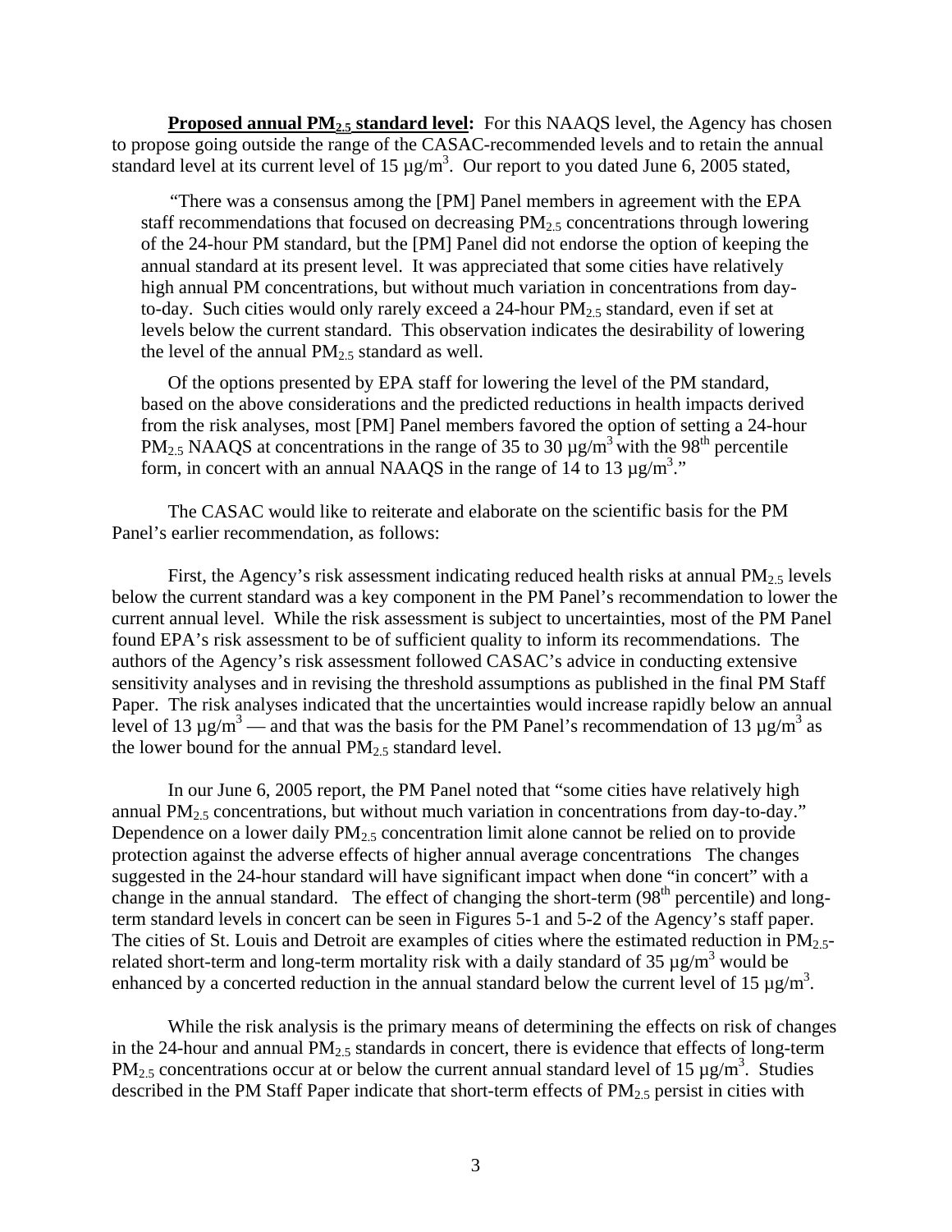**Proposed annual $PM_{2.5}$ standard level:** For this NAAQS level, the Agency has chosen to propose going outside the range of the CASAC-recommended levels and to retain the annual standard level at its current level of 15 µg/m$^3$. Our report to you dated June 6, 2005 stated,

> "There was a consensus among the [PM] Panel members in agreement with the EPA staff recommendations that focused on decreasing $PM_{2.5}$ concentrations through lowering of the 24-hour PM standard, but the [PM] Panel did not endorse the option of keeping the annual standard at its present level. It was appreciated that some cities have relatively high annual PM concentrations, but without much variation in concentrations from day-to-day. Such cities would only rarely exceed a 24-hour $PM_{2.5}$ standard, even if set at levels below the current standard. This observation indicates the desirability of lowering the level of the annual $PM_{2.5}$ standard as well.
>
> Of the options presented by EPA staff for lowering the level of the PM standard, based on the above considerations and the predicted reductions in health impacts derived from the risk analyses, most [PM] Panel members favored the option of setting a 24-hour $PM_{2.5}$ NAAQS at concentrations in the range of 35 to 30 µg/m$^3$ with the 98$^{th}$ percentile form, in concert with an annual NAAQS in the range of 14 to 13 µg/m$^3$."

The CASAC would like to reiterate and elaborate on the scientific basis for the PM Panel's earlier recommendation, as follows:

First, the Agency's risk assessment indicating reduced health risks at annual $PM_{2.5}$ levels below the current standard was a key component in the PM Panel's recommendation to lower the current annual level. While the risk assessment is subject to uncertainties, most of the PM Panel found EPA's risk assessment to be of sufficient quality to inform its recommendations. The authors of the Agency's risk assessment followed CASAC's advice in conducting extensive sensitivity analyses and in revising the threshold assumptions as published in the final PM Staff Paper. The risk analyses indicated that the uncertainties would increase rapidly below an annual level of 13 µg/m$^3$ — and that was the basis for the PM Panel's recommendation of 13 µg/m$^3$ as the lower bound for the annual $PM_{2.5}$ standard level.

In our June 6, 2005 report, the PM Panel noted that "some cities have relatively high annual $PM_{2.5}$ concentrations, but without much variation in concentrations from day-to-day." Dependence on a lower daily $PM_{2.5}$ concentration limit alone cannot be relied on to provide protection against the adverse effects of higher annual average concentrations The changes suggested in the 24-hour standard will have significant impact when done "in concert" with a change in the annual standard. The effect of changing the short-term (98$^{th}$ percentile) and long-term standard levels in concert can be seen in Figures 5-1 and 5-2 of the Agency's staff paper. The cities of St. Louis and Detroit are examples of cities where the estimated reduction in $PM_{2.5}$-related short-term and long-term mortality risk with a daily standard of 35 µg/m$^3$ would be enhanced by a concerted reduction in the annual standard below the current level of 15 µg/m$^3$.

While the risk analysis is the primary means of determining the effects on risk of changes in the 24-hour and annual $PM_{2.5}$ standards in concert, there is evidence that effects of long-term $PM_{2.5}$ concentrations occur at or below the current annual standard level of 15 µg/m$^3$. Studies described in the PM Staff Paper indicate that short-term effects of $PM_{2.5}$ persist in cities with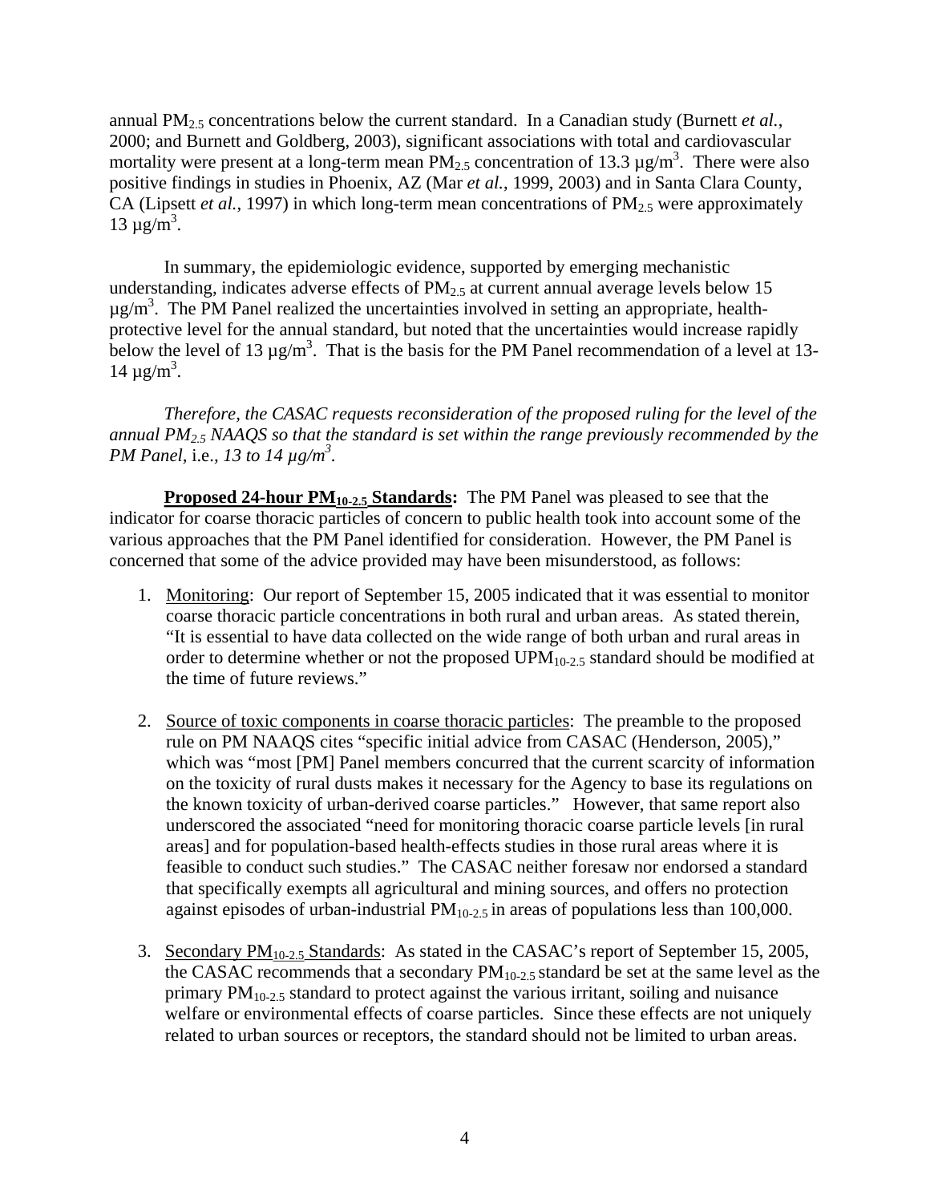annual $PM_{2.5}$ concentrations below the current standard. In a Canadian study (Burnett *et al.*, 2000; and Burnett and Goldberg, 2003), significant associations with total and cardiovascular mortality were present at a long-term mean $PM_{2.5}$ concentration of 13.3 $\mu g/m^3$. There were also positive findings in studies in Phoenix, AZ (Mar *et al.*, 1999, 2003) and in Santa Clara County, CA (Lipsett *et al.*, 1997) in which long-term mean concentrations of $PM_{2.5}$ were approximately 13 $\mu g/m^3$.

In summary, the epidemiologic evidence, supported by emerging mechanistic understanding, indicates adverse effects of $PM_{2.5}$ at current annual average levels below 15 $\mu g/m^3$. The PM Panel realized the uncertainties involved in setting an appropriate, health-protective level for the annual standard, but noted that the uncertainties would increase rapidly below the level of 13 $\mu g/m^3$. That is the basis for the PM Panel recommendation of a level at 13-14 $\mu g/m^3$.

*Therefore, the CASAC requests reconsideration of the proposed ruling for the level of the annual $PM_{2.5}$ NAAQS so that the standard is set within the range previously recommended by the PM Panel,* i.e.*, 13 to 14 $\mu g/m^3$.*

**Proposed 24-hour $PM_{10-2.5}$ Standards:** The PM Panel was pleased to see that the indicator for coarse thoracic particles of concern to public health took into account some of the various approaches that the PM Panel identified for consideration. However, the PM Panel is concerned that some of the advice provided may have been misunderstood, as follows:

1. Monitoring: Our report of September 15, 2005 indicated that it was essential to monitor coarse thoracic particle concentrations in both rural and urban areas. As stated therein, "It is essential to have data collected on the wide range of both urban and rural areas in order to determine whether or not the proposed $UPM_{10-2.5}$ standard should be modified at the time of future reviews."

2. Source of toxic components in coarse thoracic particles: The preamble to the proposed rule on PM NAAQS cites "specific initial advice from CASAC (Henderson, 2005)," which was "most [PM] Panel members concurred that the current scarcity of information on the toxicity of rural dusts makes it necessary for the Agency to base its regulations on the known toxicity of urban-derived coarse particles." However, that same report also underscored the associated "need for monitoring thoracic coarse particle levels [in rural areas] and for population-based health-effects studies in those rural areas where it is feasible to conduct such studies." The CASAC neither foresaw nor endorsed a standard that specifically exempts all agricultural and mining sources, and offers no protection against episodes of urban-industrial $PM_{10-2.5}$ in areas of populations less than 100,000.

3. Secondary $PM_{10-2.5}$ Standards: As stated in the CASAC's report of September 15, 2005, the CASAC recommends that a secondary $PM_{10-2.5}$ standard be set at the same level as the primary $PM_{10-2.5}$ standard to protect against the various irritant, soiling and nuisance welfare or environmental effects of coarse particles. Since these effects are not uniquely related to urban sources or receptors, the standard should not be limited to urban areas.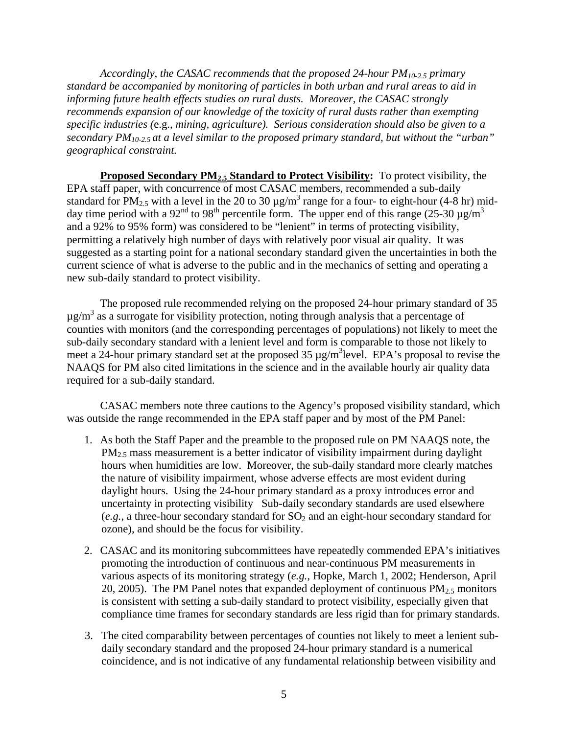*Accordingly, the CASAC recommends that the proposed 24-hour $PM_{10-2.5}$ primary standard be accompanied by monitoring of particles in both urban and rural areas to aid in informing future health effects studies on rural dusts. Moreover, the CASAC strongly recommends expansion of our knowledge of the toxicity of rural dusts rather than exempting specific industries (*e.g., *mining, agriculture). Serious consideration should also be given to a secondary $PM_{10-2.5}$ at a level similar to the proposed primary standard, but without the "urban" geographical constraint.*

**Proposed Secondary $PM_{2.5}$ Standard to Protect Visibility:** To protect visibility, the EPA staff paper, with concurrence of most CASAC members, recommended a sub-daily standard for $PM_{2.5}$ with a level in the 20 to 30 $\mu g/m^3$ range for a four- to eight-hour (4-8 hr) mid-day time period with a 92nd to 98th percentile form. The upper end of this range (25-30 $\mu g/m^3$ and a 92% to 95% form) was considered to be "lenient" in terms of protecting visibility, permitting a relatively high number of days with relatively poor visual air quality. It was suggested as a starting point for a national secondary standard given the uncertainties in both the current science of what is adverse to the public and in the mechanics of setting and operating a new sub-daily standard to protect visibility.

The proposed rule recommended relying on the proposed 24-hour primary standard of 35 $\mu g/m^3$ as a surrogate for visibility protection, noting through analysis that a percentage of counties with monitors (and the corresponding percentages of populations) not likely to meet the sub-daily secondary standard with a lenient level and form is comparable to those not likely to meet a 24-hour primary standard set at the proposed 35 $\mu g/m^3$level. EPA's proposal to revise the NAAQS for PM also cited limitations in the science and in the available hourly air quality data required for a sub-daily standard.

CASAC members note three cautions to the Agency's proposed visibility standard, which was outside the range recommended in the EPA staff paper and by most of the PM Panel:

1. As both the Staff Paper and the preamble to the proposed rule on PM NAAQS note, the $PM_{2.5}$ mass measurement is a better indicator of visibility impairment during daylight hours when humidities are low. Moreover, the sub-daily standard more clearly matches the nature of visibility impairment, whose adverse effects are most evident during daylight hours. Using the 24-hour primary standard as a proxy introduces error and uncertainty in protecting visibility Sub-daily secondary standards are used elsewhere (*e.g.*, a three-hour secondary standard for $SO_2$ and an eight-hour secondary standard for ozone), and should be the focus for visibility.
2. CASAC and its monitoring subcommittees have repeatedly commended EPA's initiatives promoting the introduction of continuous and near-continuous PM measurements in various aspects of its monitoring strategy (*e.g.*, Hopke, March 1, 2002; Henderson, April 20, 2005). The PM Panel notes that expanded deployment of continuous $PM_{2.5}$ monitors is consistent with setting a sub-daily standard to protect visibility, especially given that compliance time frames for secondary standards are less rigid than for primary standards.
3. The cited comparability between percentages of counties not likely to meet a lenient sub-daily secondary standard and the proposed 24-hour primary standard is a numerical coincidence, and is not indicative of any fundamental relationship between visibility and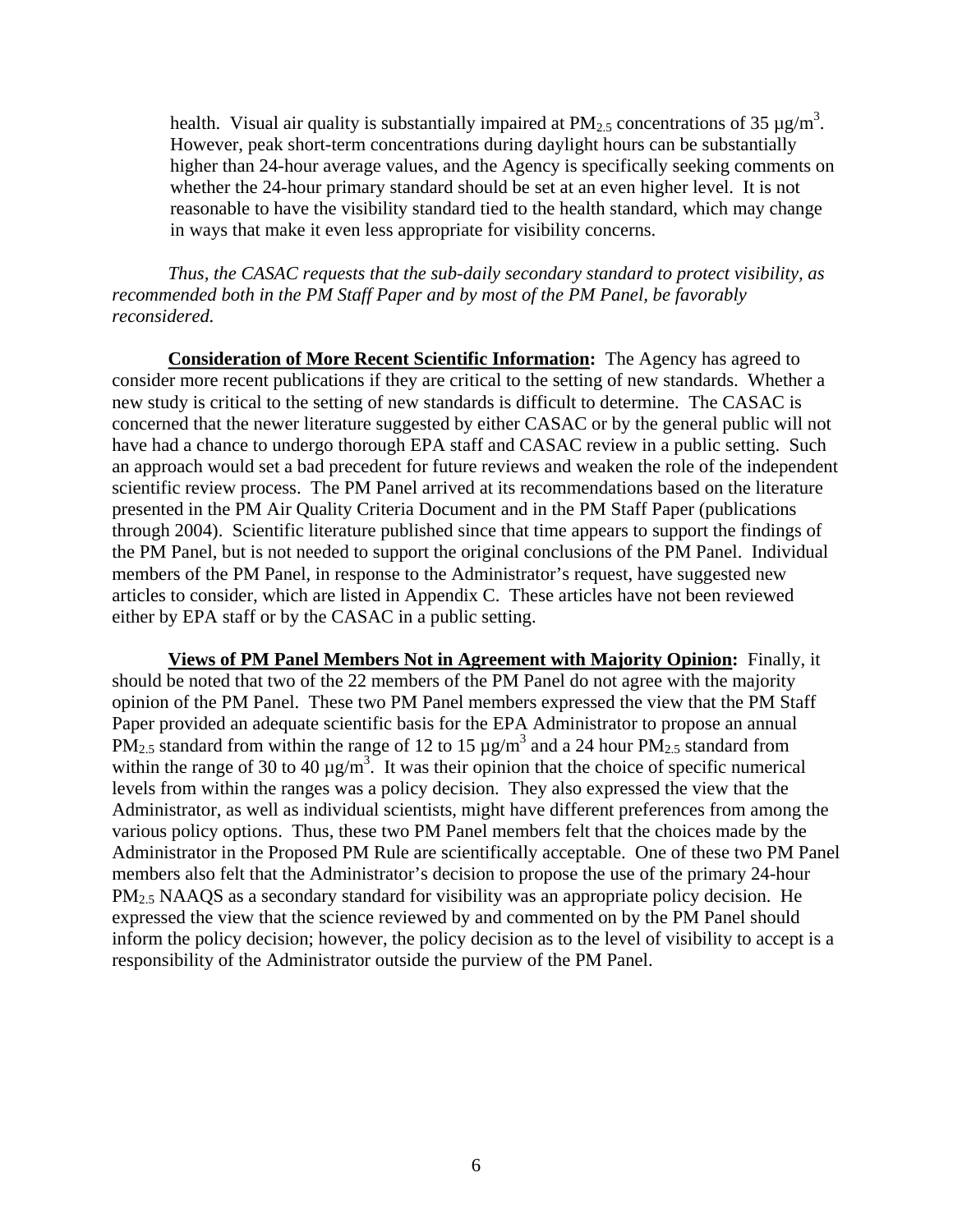health. Visual air quality is substantially impaired at $PM_{2.5}$ concentrations of 35 µg/m$^3$. However, peak short-term concentrations during daylight hours can be substantially higher than 24-hour average values, and the Agency is specifically seeking comments on whether the 24-hour primary standard should be set at an even higher level. It is not reasonable to have the visibility standard tied to the health standard, which may change in ways that make it even less appropriate for visibility concerns.

*Thus, the CASAC requests that the sub-daily secondary standard to protect visibility, as recommended both in the PM Staff Paper and by most of the PM Panel, be favorably reconsidered.*

**Consideration of More Recent Scientific Information:** The Agency has agreed to consider more recent publications if they are critical to the setting of new standards. Whether a new study is critical to the setting of new standards is difficult to determine. The CASAC is concerned that the newer literature suggested by either CASAC or by the general public will not have had a chance to undergo thorough EPA staff and CASAC review in a public setting. Such an approach would set a bad precedent for future reviews and weaken the role of the independent scientific review process. The PM Panel arrived at its recommendations based on the literature presented in the PM Air Quality Criteria Document and in the PM Staff Paper (publications through 2004). Scientific literature published since that time appears to support the findings of the PM Panel, but is not needed to support the original conclusions of the PM Panel. Individual members of the PM Panel, in response to the Administrator's request, have suggested new articles to consider, which are listed in Appendix C. These articles have not been reviewed either by EPA staff or by the CASAC in a public setting.

**Views of PM Panel Members Not in Agreement with Majority Opinion:** Finally, it should be noted that two of the 22 members of the PM Panel do not agree with the majority opinion of the PM Panel. These two PM Panel members expressed the view that the PM Staff Paper provided an adequate scientific basis for the EPA Administrator to propose an annual $PM_{2.5}$ standard from within the range of 12 to 15 µg/m$^3$ and a 24 hour $PM_{2.5}$ standard from within the range of 30 to 40 µg/m$^3$. It was their opinion that the choice of specific numerical levels from within the ranges was a policy decision. They also expressed the view that the Administrator, as well as individual scientists, might have different preferences from among the various policy options. Thus, these two PM Panel members felt that the choices made by the Administrator in the Proposed PM Rule are scientifically acceptable. One of these two PM Panel members also felt that the Administrator's decision to propose the use of the primary 24-hour $PM_{2.5}$ NAAQS as a secondary standard for visibility was an appropriate policy decision. He expressed the view that the science reviewed by and commented on by the PM Panel should inform the policy decision; however, the policy decision as to the level of visibility to accept is a responsibility of the Administrator outside the purview of the PM Panel.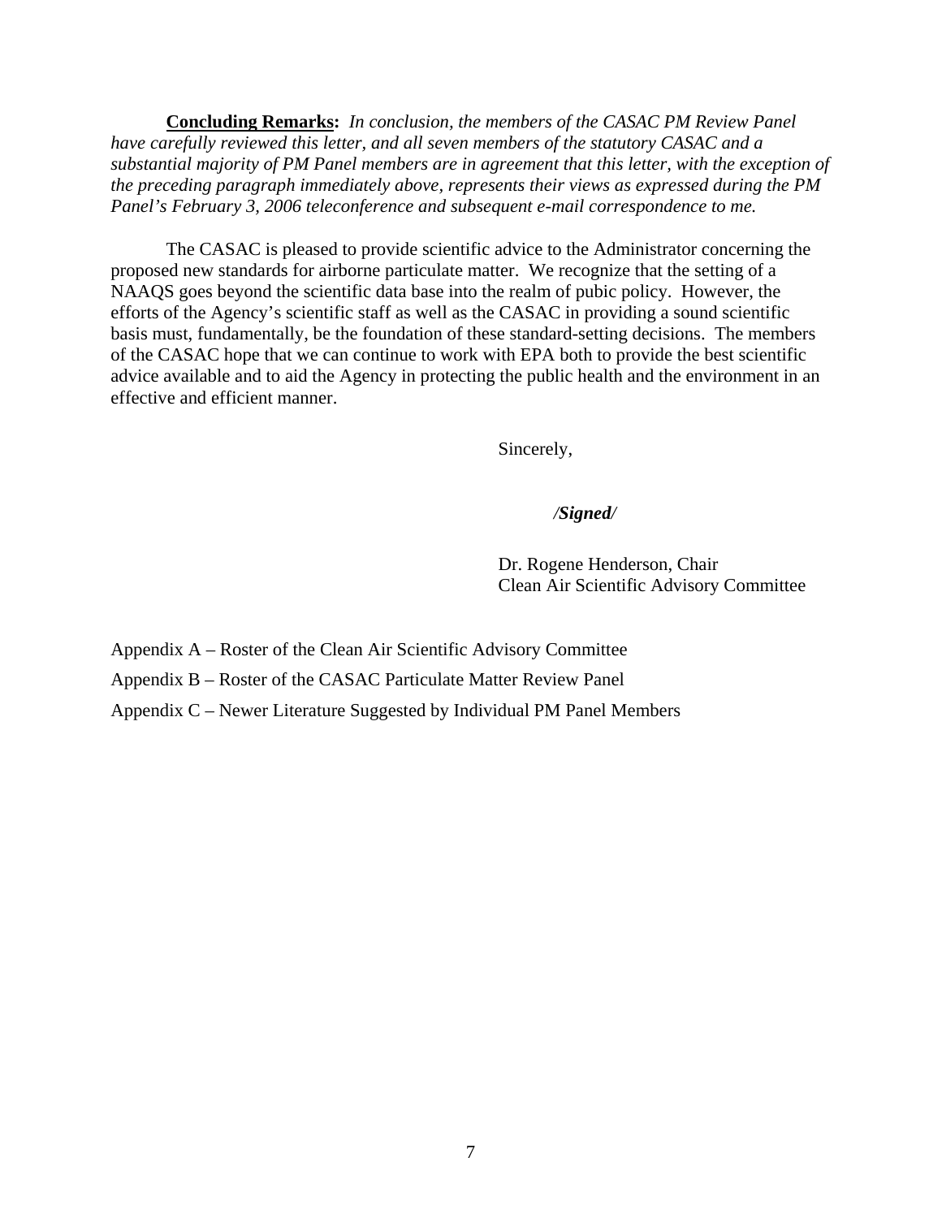**Concluding Remarks:** *In conclusion, the members of the CASAC PM Review Panel have carefully reviewed this letter, and all seven members of the statutory CASAC and a substantial majority of PM Panel members are in agreement that this letter, with the exception of the preceding paragraph immediately above, represents their views as expressed during the PM Panel's February 3, 2006 teleconference and subsequent e-mail correspondence to me.*

The CASAC is pleased to provide scientific advice to the Administrator concerning the proposed new standards for airborne particulate matter. We recognize that the setting of a NAAQS goes beyond the scientific data base into the realm of pubic policy. However, the efforts of the Agency's scientific staff as well as the CASAC in providing a sound scientific basis must, fundamentally, be the foundation of these standard-setting decisions. The members of the CASAC hope that we can continue to work with EPA both to provide the best scientific advice available and to aid the Agency in protecting the public health and the environment in an effective and efficient manner.

Sincerely,

***/Signed/***

Dr. Rogene Henderson, Chair
Clean Air Scientific Advisory Committee

Appendix A – Roster of the Clean Air Scientific Advisory Committee

Appendix B – Roster of the CASAC Particulate Matter Review Panel

Appendix C – Newer Literature Suggested by Individual PM Panel Members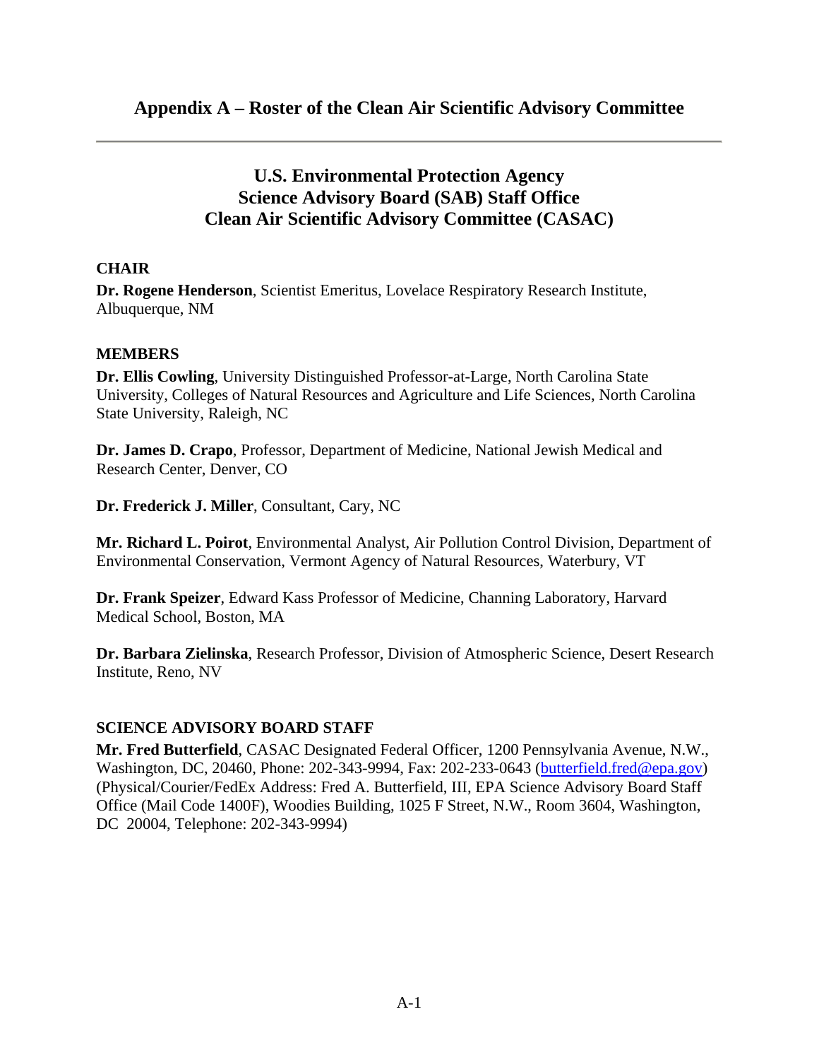## Appendix A – Roster of the Clean Air Scientific Advisory Committee

---

### U.S. Environmental Protection Agency
### Science Advisory Board (SAB) Staff Office
### Clean Air Scientific Advisory Committee (CASAC)

**CHAIR**

**Dr. Rogene Henderson**, Scientist Emeritus, Lovelace Respiratory Research Institute, Albuquerque, NM

**MEMBERS**

**Dr. Ellis Cowling**, University Distinguished Professor-at-Large, North Carolina State University, Colleges of Natural Resources and Agriculture and Life Sciences, North Carolina State University, Raleigh, NC

**Dr. James D. Crapo**, Professor, Department of Medicine, National Jewish Medical and Research Center, Denver, CO

**Dr. Frederick J. Miller**, Consultant, Cary, NC

**Mr. Richard L. Poirot**, Environmental Analyst, Air Pollution Control Division, Department of Environmental Conservation, Vermont Agency of Natural Resources, Waterbury, VT

**Dr. Frank Speizer**, Edward Kass Professor of Medicine, Channing Laboratory, Harvard Medical School, Boston, MA

**Dr. Barbara Zielinska**, Research Professor, Division of Atmospheric Science, Desert Research Institute, Reno, NV

**SCIENCE ADVISORY BOARD STAFF**

**Mr. Fred Butterfield**, CASAC Designated Federal Officer, 1200 Pennsylvania Avenue, N.W., Washington, DC, 20460, Phone: 202-343-9994, Fax: 202-233-0643 (butterfield.fred@epa.gov) (Physical/Courier/FedEx Address: Fred A. Butterfield, III, EPA Science Advisory Board Staff Office (Mail Code 1400F), Woodies Building, 1025 F Street, N.W., Room 3604, Washington, DC 20004, Telephone: 202-343-9994)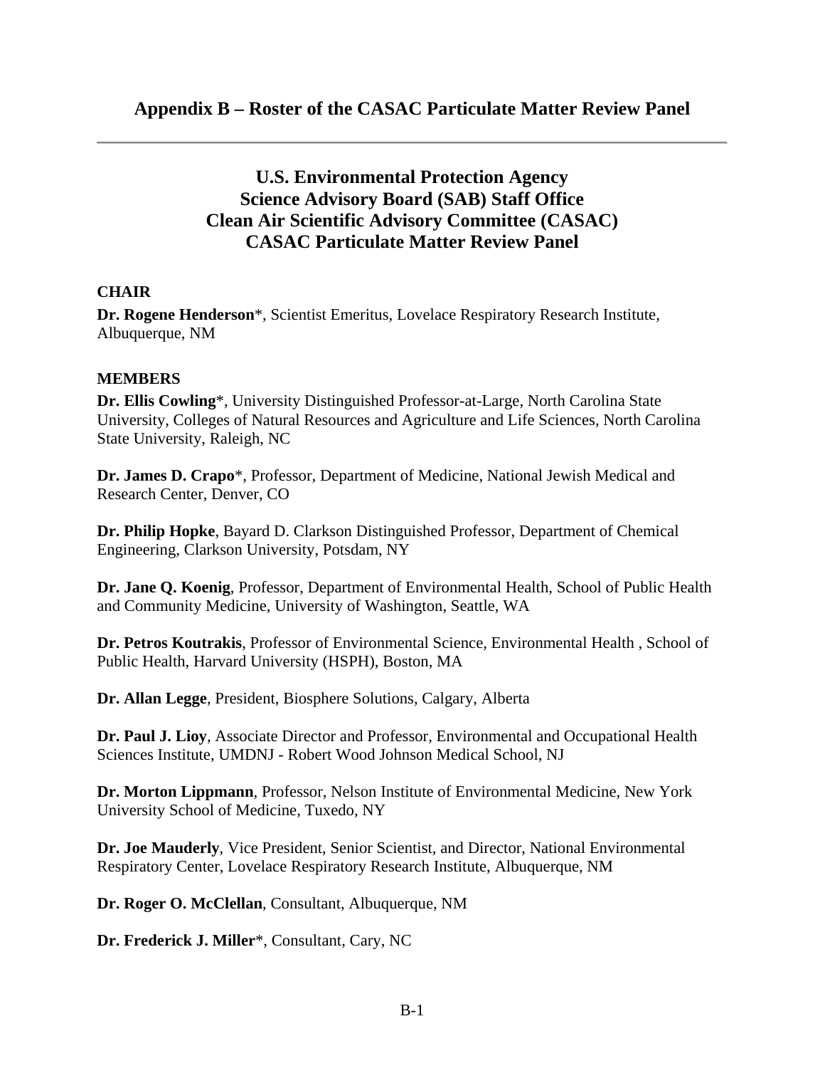## Appendix B – Roster of the CASAC Particulate Matter Review Panel

---

### U.S. Environmental Protection Agency
### Science Advisory Board (SAB) Staff Office
### Clean Air Scientific Advisory Committee (CASAC)
### CASAC Particulate Matter Review Panel

**CHAIR**

**Dr. Rogene Henderson***, Scientist Emeritus, Lovelace Respiratory Research Institute, Albuquerque, NM

**MEMBERS**

**Dr. Ellis Cowling***, University Distinguished Professor-at-Large, North Carolina State University, Colleges of Natural Resources and Agriculture and Life Sciences, North Carolina State University, Raleigh, NC

**Dr. James D. Crapo***, Professor, Department of Medicine, National Jewish Medical and Research Center, Denver, CO

**Dr. Philip Hopke**, Bayard D. Clarkson Distinguished Professor, Department of Chemical Engineering, Clarkson University, Potsdam, NY

**Dr. Jane Q. Koenig**, Professor, Department of Environmental Health, School of Public Health and Community Medicine, University of Washington, Seattle, WA

**Dr. Petros Koutrakis**, Professor of Environmental Science, Environmental Health , School of Public Health, Harvard University (HSPH), Boston, MA

**Dr. Allan Legge**, President, Biosphere Solutions, Calgary, Alberta

**Dr. Paul J. Lioy**, Associate Director and Professor, Environmental and Occupational Health Sciences Institute, UMDNJ - Robert Wood Johnson Medical School, NJ

**Dr. Morton Lippmann**, Professor, Nelson Institute of Environmental Medicine, New York University School of Medicine, Tuxedo, NY

**Dr. Joe Mauderly**, Vice President, Senior Scientist, and Director, National Environmental Respiratory Center, Lovelace Respiratory Research Institute, Albuquerque, NM

**Dr. Roger O. McClellan**, Consultant, Albuquerque, NM

**Dr. Frederick J. Miller***, Consultant, Cary, NC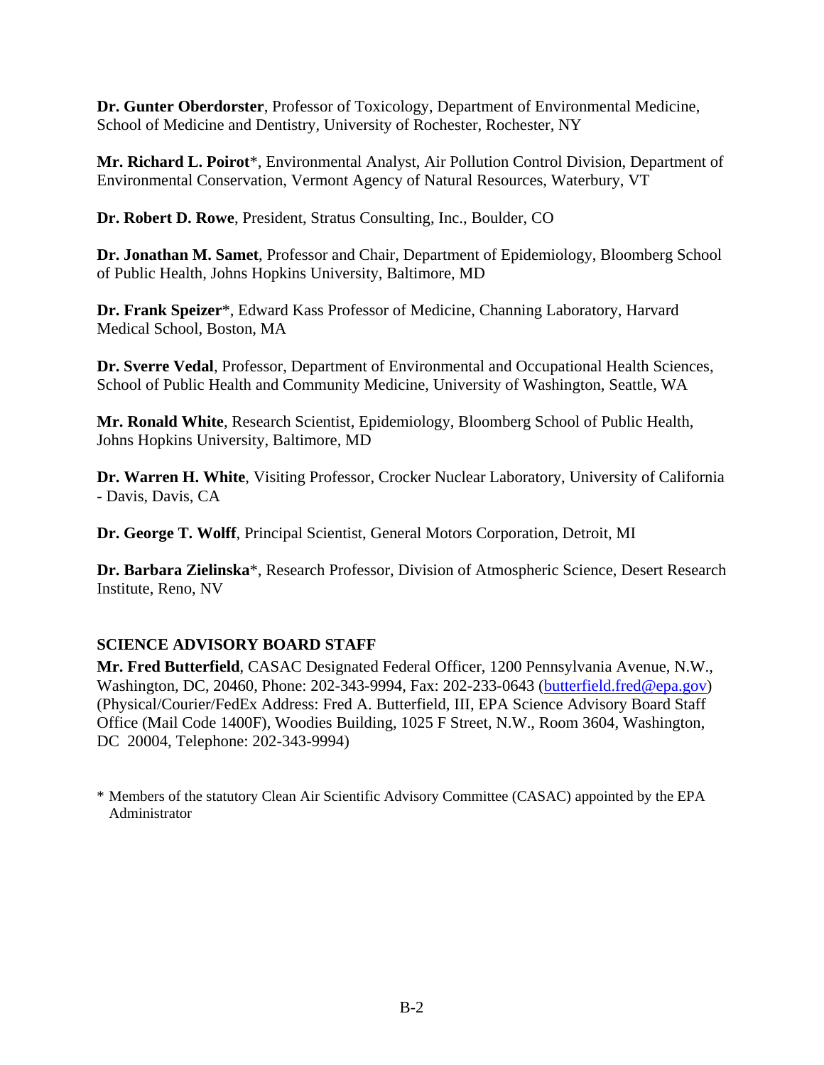**Dr. Gunter Oberdorster**, Professor of Toxicology, Department of Environmental Medicine, School of Medicine and Dentistry, University of Rochester, Rochester, NY

**Mr. Richard L. Poirot***, Environmental Analyst, Air Pollution Control Division, Department of Environmental Conservation, Vermont Agency of Natural Resources, Waterbury, VT

**Dr. Robert D. Rowe**, President, Stratus Consulting, Inc., Boulder, CO

**Dr. Jonathan M. Samet**, Professor and Chair, Department of Epidemiology, Bloomberg School of Public Health, Johns Hopkins University, Baltimore, MD

**Dr. Frank Speizer***, Edward Kass Professor of Medicine, Channing Laboratory, Harvard Medical School, Boston, MA

**Dr. Sverre Vedal**, Professor, Department of Environmental and Occupational Health Sciences, School of Public Health and Community Medicine, University of Washington, Seattle, WA

**Mr. Ronald White**, Research Scientist, Epidemiology, Bloomberg School of Public Health, Johns Hopkins University, Baltimore, MD

**Dr. Warren H. White**, Visiting Professor, Crocker Nuclear Laboratory, University of California - Davis, Davis, CA

**Dr. George T. Wolff**, Principal Scientist, General Motors Corporation, Detroit, MI

**Dr. Barbara Zielinska***, Research Professor, Division of Atmospheric Science, Desert Research Institute, Reno, NV

## SCIENCE ADVISORY BOARD STAFF

**Mr. Fred Butterfield**, CASAC Designated Federal Officer, 1200 Pennsylvania Avenue, N.W., Washington, DC, 20460, Phone: 202-343-9994, Fax: 202-233-0643 (butterfield.fred@epa.gov) (Physical/Courier/FedEx Address: Fred A. Butterfield, III, EPA Science Advisory Board Staff Office (Mail Code 1400F), Woodies Building, 1025 F Street, N.W., Room 3604, Washington, DC 20004, Telephone: 202-343-9994)

\* Members of the statutory Clean Air Scientific Advisory Committee (CASAC) appointed by the EPA Administrator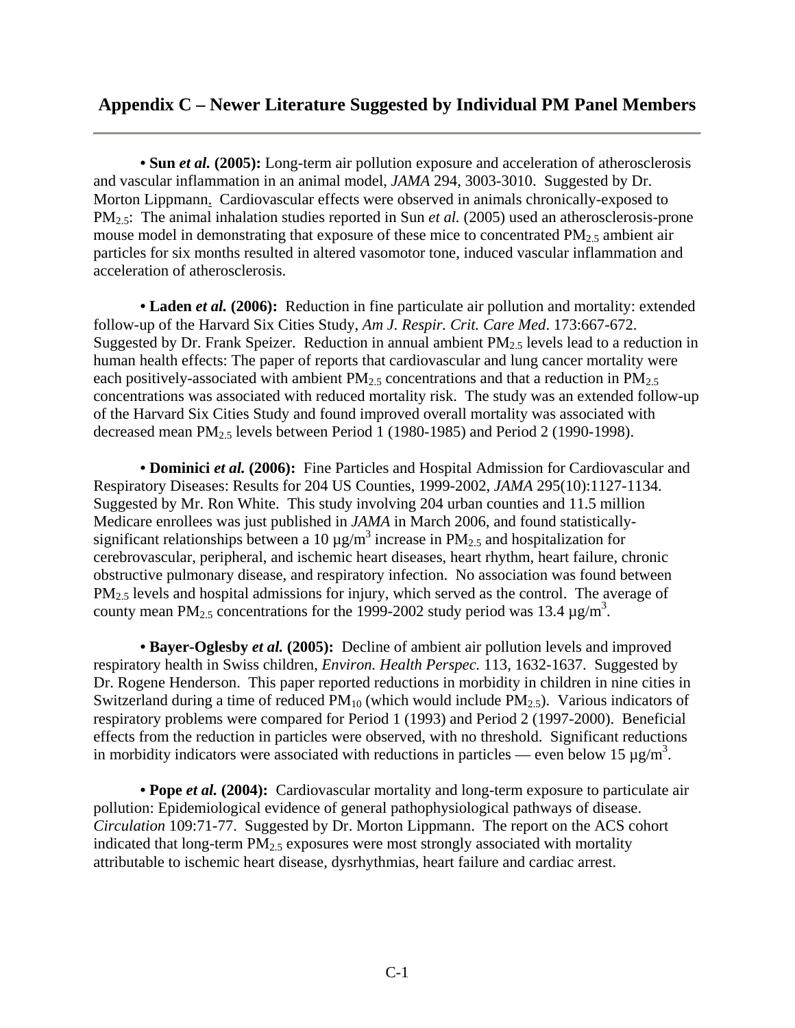## Appendix C – Newer Literature Suggested by Individual PM Panel Members

• **Sun *et al.* (2005):** Long-term air pollution exposure and acceleration of atherosclerosis and vascular inflammation in an animal model, *JAMA* 294, 3003-3010. Suggested by Dr. Morton Lippmann. Cardiovascular effects were observed in animals chronically-exposed to $PM_{2.5}$: The animal inhalation studies reported in Sun *et al.* (2005) used an atherosclerosis-prone mouse model in demonstrating that exposure of these mice to concentrated $PM_{2.5}$ ambient air particles for six months resulted in altered vasomotor tone, induced vascular inflammation and acceleration of atherosclerosis.

• **Laden *et al.* (2006):** Reduction in fine particulate air pollution and mortality: extended follow-up of the Harvard Six Cities Study, *Am J. Respir. Crit. Care Med*. 173:667-672. Suggested by Dr. Frank Speizer. Reduction in annual ambient $PM_{2.5}$ levels lead to a reduction in human health effects: The paper of reports that cardiovascular and lung cancer mortality were each positively-associated with ambient $PM_{2.5}$ concentrations and that a reduction in $PM_{2.5}$ concentrations was associated with reduced mortality risk. The study was an extended follow-up of the Harvard Six Cities Study and found improved overall mortality was associated with decreased mean $PM_{2.5}$ levels between Period 1 (1980-1985) and Period 2 (1990-1998).

• **Dominici *et al.* (2006):** Fine Particles and Hospital Admission for Cardiovascular and Respiratory Diseases: Results for 204 US Counties, 1999-2002, *JAMA* 295(10):1127-1134. Suggested by Mr. Ron White. This study involving 204 urban counties and 11.5 million Medicare enrollees was just published in *JAMA* in March 2006, and found statistically-significant relationships between a 10 $\mu g/m^3$ increase in $PM_{2.5}$ and hospitalization for cerebrovascular, peripheral, and ischemic heart diseases, heart rhythm, heart failure, chronic obstructive pulmonary disease, and respiratory infection. No association was found between $PM_{2.5}$ levels and hospital admissions for injury, which served as the control. The average of county mean $PM_{2.5}$ concentrations for the 1999-2002 study period was 13.4 $\mu g/m^3$.

• **Bayer-Oglesby *et al.* (2005):** Decline of ambient air pollution levels and improved respiratory health in Swiss children, *Environ. Health Perspec.* 113, 1632-1637. Suggested by Dr. Rogene Henderson. This paper reported reductions in morbidity in children in nine cities in Switzerland during a time of reduced $PM_{10}$ (which would include $PM_{2.5}$). Various indicators of respiratory problems were compared for Period 1 (1993) and Period 2 (1997-2000). Beneficial effects from the reduction in particles were observed, with no threshold. Significant reductions in morbidity indicators were associated with reductions in particles — even below 15 $\mu g/m^3$.

• **Pope *et al.* (2004):** Cardiovascular mortality and long-term exposure to particulate air pollution: Epidemiological evidence of general pathophysiological pathways of disease. *Circulation* 109:71-77. Suggested by Dr. Morton Lippmann. The report on the ACS cohort indicated that long-term $PM_{2.5}$ exposures were most strongly associated with mortality attributable to ischemic heart disease, dysrhythmias, heart failure and cardiac arrest.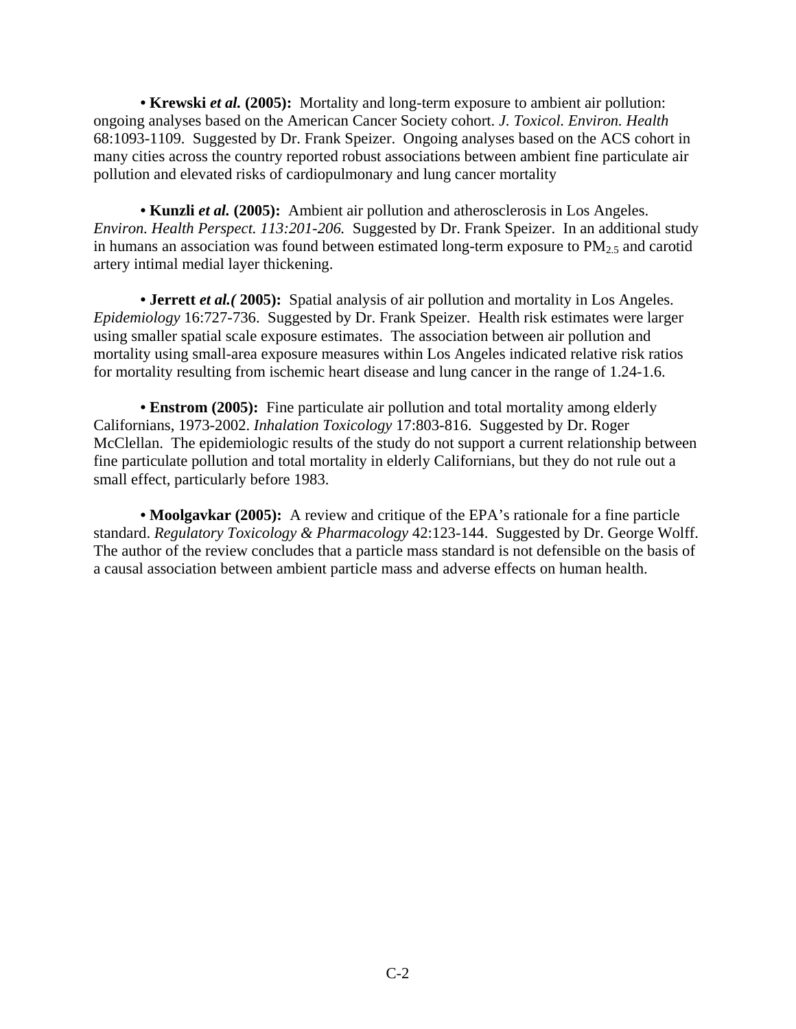• **Krewski *et al.* (2005):** Mortality and long-term exposure to ambient air pollution: ongoing analyses based on the American Cancer Society cohort. *J. Toxicol. Environ. Health* 68:1093-1109. Suggested by Dr. Frank Speizer. Ongoing analyses based on the ACS cohort in many cities across the country reported robust associations between ambient fine particulate air pollution and elevated risks of cardiopulmonary and lung cancer mortality

• **Kunzli *et al.* (2005):** Ambient air pollution and atherosclerosis in Los Angeles. *Environ. Health Perspect. 113:201-206.* Suggested by Dr. Frank Speizer. In an additional study in humans an association was found between estimated long-term exposure to $PM_{2.5}$ and carotid artery intimal medial layer thickening.

• **Jerrett *et al.(* 2005):** Spatial analysis of air pollution and mortality in Los Angeles. *Epidemiology* 16:727-736. Suggested by Dr. Frank Speizer. Health risk estimates were larger using smaller spatial scale exposure estimates. The association between air pollution and mortality using small-area exposure measures within Los Angeles indicated relative risk ratios for mortality resulting from ischemic heart disease and lung cancer in the range of 1.24-1.6.

• **Enstrom (2005):** Fine particulate air pollution and total mortality among elderly Californians, 1973-2002. *Inhalation Toxicology* 17:803-816. Suggested by Dr. Roger McClellan. The epidemiologic results of the study do not support a current relationship between fine particulate pollution and total mortality in elderly Californians, but they do not rule out a small effect, particularly before 1983.

• **Moolgavkar (2005):** A review and critique of the EPA's rationale for a fine particle standard. *Regulatory Toxicology & Pharmacology* 42:123-144. Suggested by Dr. George Wolff. The author of the review concludes that a particle mass standard is not defensible on the basis of a causal association between ambient particle mass and adverse effects on human health.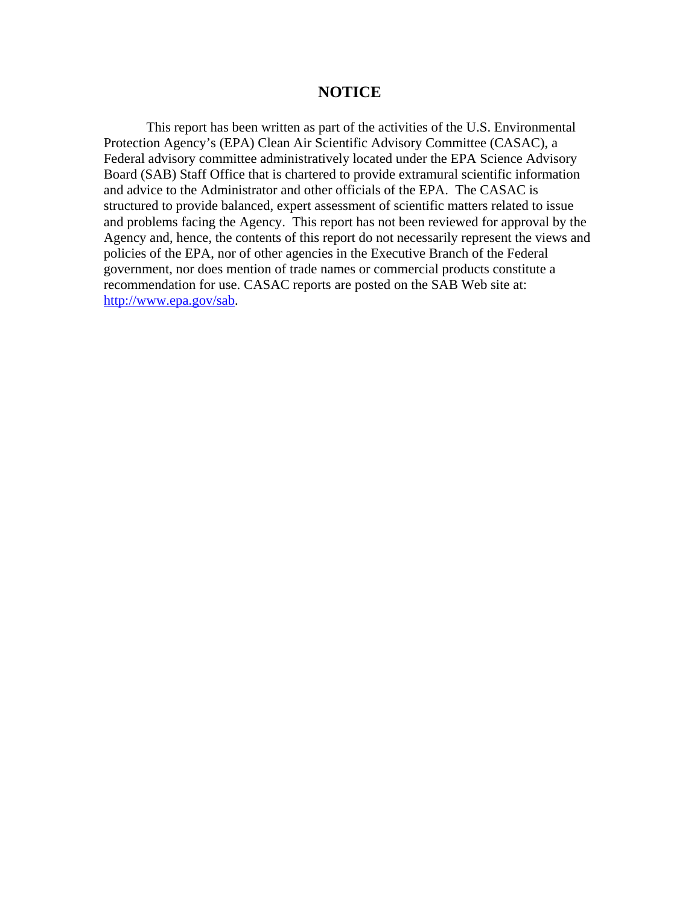# NOTICE

This report has been written as part of the activities of the U.S. Environmental Protection Agency's (EPA) Clean Air Scientific Advisory Committee (CASAC), a Federal advisory committee administratively located under the EPA Science Advisory Board (SAB) Staff Office that is chartered to provide extramural scientific information and advice to the Administrator and other officials of the EPA. The CASAC is structured to provide balanced, expert assessment of scientific matters related to issue and problems facing the Agency. This report has not been reviewed for approval by the Agency and, hence, the contents of this report do not necessarily represent the views and policies of the EPA, nor of other agencies in the Executive Branch of the Federal government, nor does mention of trade names or commercial products constitute a recommendation for use. CASAC reports are posted on the SAB Web site at: http://www.epa.gov/sab.